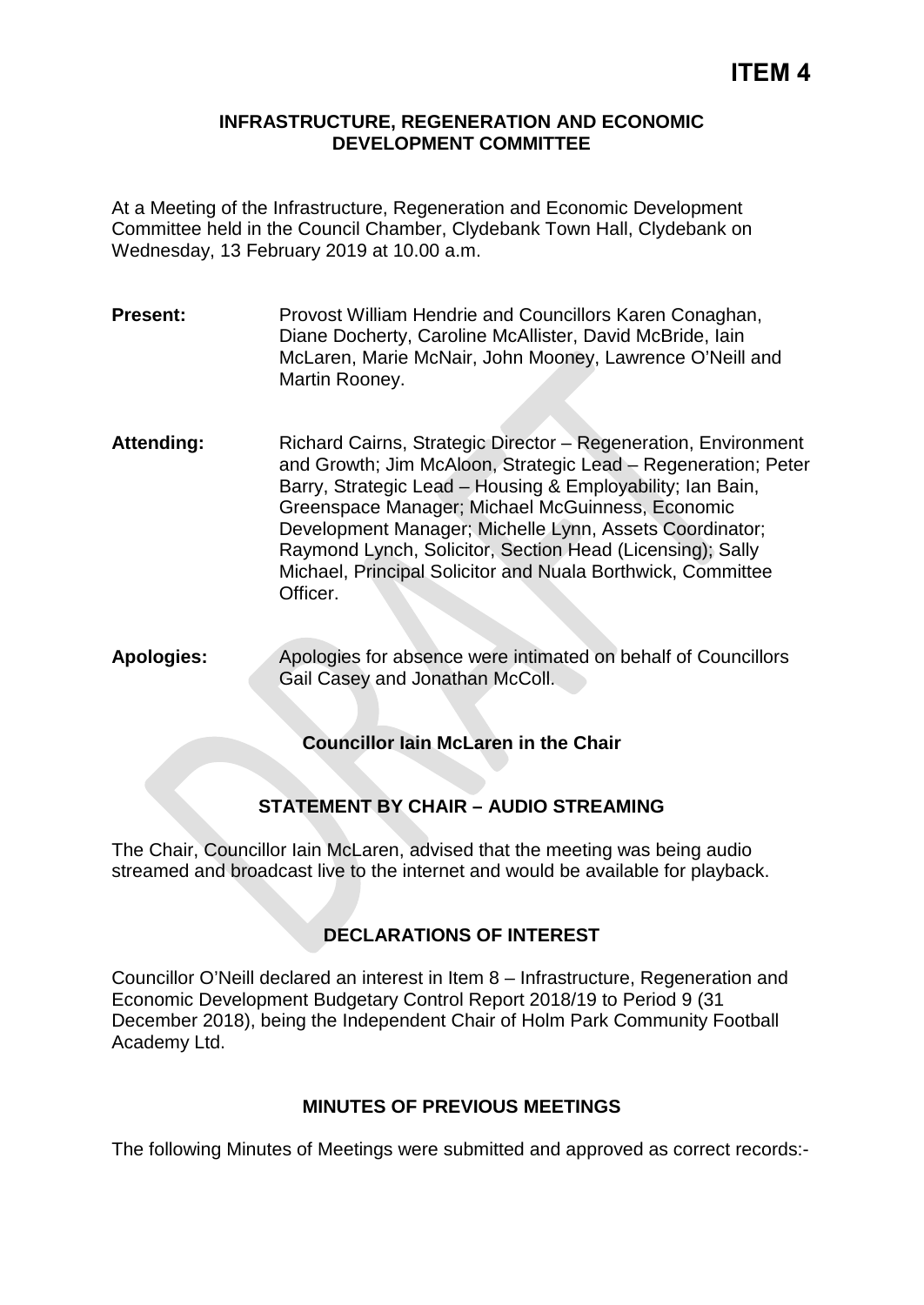# ITEM 4

## INFRASTRUCTURE, REGENERATION AND ECONOMIC DEVELOPMENT COMMITTEE

At a Meeting of the Infrastructure, Regeneration and Economic Development Committee held in the Council Chamber, Clydebank Town Hall, Clydebank on Wednesday, 13 February 2019 at 10.00 a.m.

**Present:** Provost William Hendrie and Councillors Karen Conaghan, Diane Docherty, Caroline McAllister, David McBride, Iain McLaren, Marie McNair, John Mooney, Lawrence O'Neill and Martin Rooney.

**Attending:** Richard Cairns, Strategic Director – Regeneration, Environment and Growth; Jim McAloon, Strategic Lead – Regeneration; Peter Barry, Strategic Lead – Housing & Employability; Ian Bain, Greenspace Manager; Michael McGuinness, Economic Development Manager; Michelle Lynn, Assets Coordinator; Raymond Lynch, Solicitor, Section Head (Licensing); Sally Michael, Principal Solicitor and Nuala Borthwick, Committee Officer.

**Apologies:** Apologies for absence were intimated on behalf of Councillors Gail Casey and Jonathan McColl.

**Councillor Iain McLaren in the Chair**

### STATEMENT BY CHAIR – AUDIO STREAMING

The Chair, Councillor Iain McLaren, advised that the meeting was being audio streamed and broadcast live to the internet and would be available for playback.

### DECLARATIONS OF INTEREST

Councillor O'Neill declared an interest in Item 8 – Infrastructure, Regeneration and Economic Development Budgetary Control Report 2018/19 to Period 9 (31 December 2018), being the Independent Chair of Holm Park Community Football Academy Ltd.

### MINUTES OF PREVIOUS MEETINGS

The following Minutes of Meetings were submitted and approved as correct records:-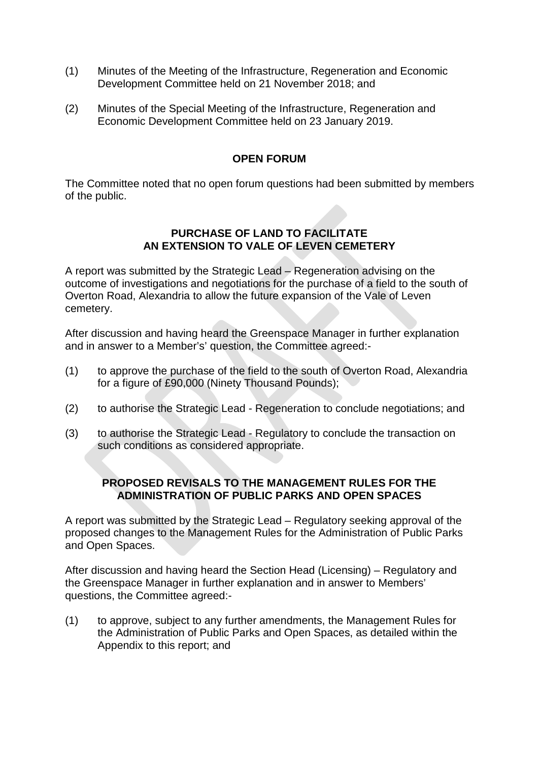(1) Minutes of the Meeting of the Infrastructure, Regeneration and Economic Development Committee held on 21 November 2018; and

(2) Minutes of the Special Meeting of the Infrastructure, Regeneration and Economic Development Committee held on 23 January 2019.

## OPEN FORUM

The Committee noted that no open forum questions had been submitted by members of the public.

## PURCHASE OF LAND TO FACILITATE AN EXTENSION TO VALE OF LEVEN CEMETERY

A report was submitted by the Strategic Lead – Regeneration advising on the outcome of investigations and negotiations for the purchase of a field to the south of Overton Road, Alexandria to allow the future expansion of the Vale of Leven cemetery.

After discussion and having heard the Greenspace Manager in further explanation and in answer to a Member's' question, the Committee agreed:-

(1) to approve the purchase of the field to the south of Overton Road, Alexandria for a figure of £90,000 (Ninety Thousand Pounds);

(2) to authorise the Strategic Lead - Regeneration to conclude negotiations; and

(3) to authorise the Strategic Lead - Regulatory to conclude the transaction on such conditions as considered appropriate.

## PROPOSED REVISALS TO THE MANAGEMENT RULES FOR THE ADMINISTRATION OF PUBLIC PARKS AND OPEN SPACES

A report was submitted by the Strategic Lead – Regulatory seeking approval of the proposed changes to the Management Rules for the Administration of Public Parks and Open Spaces.

After discussion and having heard the Section Head (Licensing) – Regulatory and the Greenspace Manager in further explanation and in answer to Members' questions, the Committee agreed:-

(1) to approve, subject to any further amendments, the Management Rules for the Administration of Public Parks and Open Spaces, as detailed within the Appendix to this report; and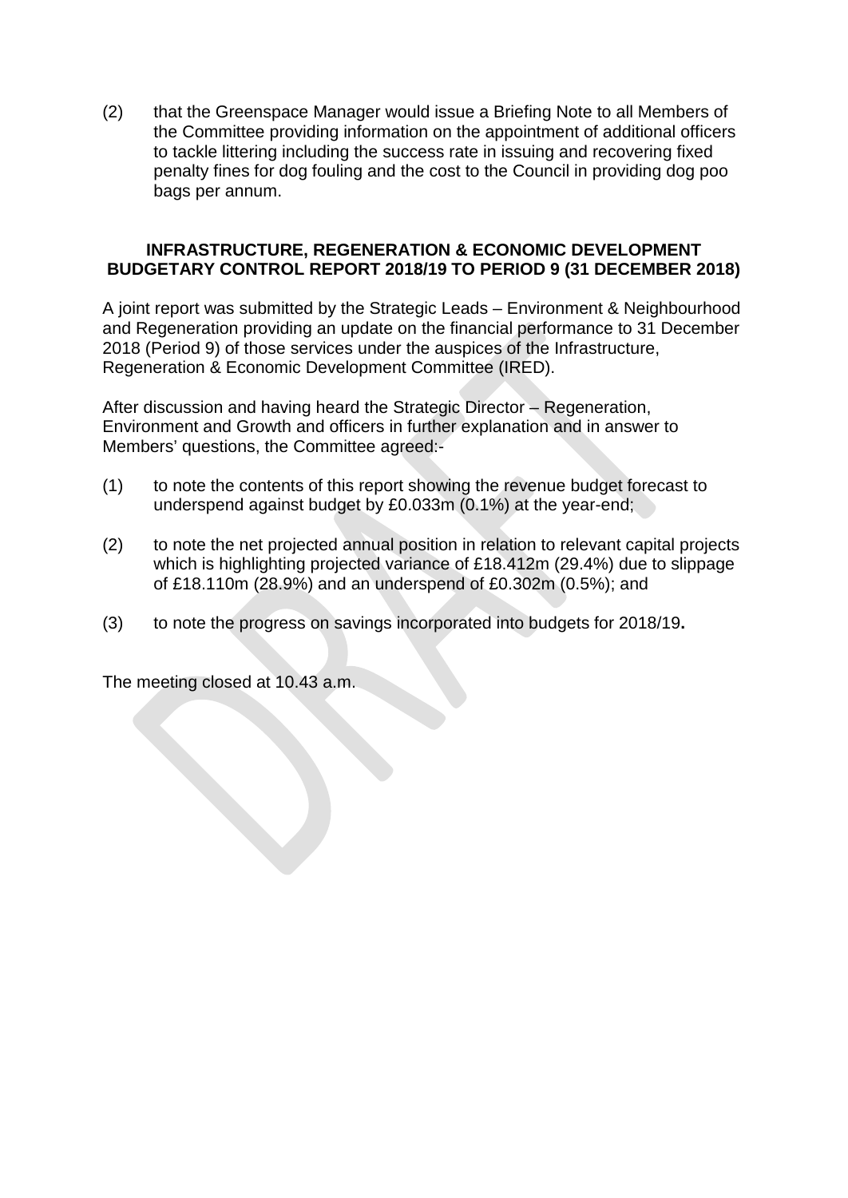(2) that the Greenspace Manager would issue a Briefing Note to all Members of the Committee providing information on the appointment of additional officers to tackle littering including the success rate in issuing and recovering fixed penalty fines for dog fouling and the cost to the Council in providing dog poo bags per annum.

## INFRASTRUCTURE, REGENERATION & ECONOMIC DEVELOPMENT BUDGETARY CONTROL REPORT 2018/19 TO PERIOD 9 (31 DECEMBER 2018)

A joint report was submitted by the Strategic Leads – Environment & Neighbourhood and Regeneration providing an update on the financial performance to 31 December 2018 (Period 9) of those services under the auspices of the Infrastructure, Regeneration & Economic Development Committee (IRED).

After discussion and having heard the Strategic Director – Regeneration, Environment and Growth and officers in further explanation and in answer to Members' questions, the Committee agreed:-

(1) to note the contents of this report showing the revenue budget forecast to underspend against budget by £0.033m (0.1%) at the year-end;

(2) to note the net projected annual position in relation to relevant capital projects which is highlighting projected variance of £18.412m (29.4%) due to slippage of £18.110m (28.9%) and an underspend of £0.302m (0.5%); and

(3) to note the progress on savings incorporated into budgets for 2018/19**.**

The meeting closed at 10.43 a.m.